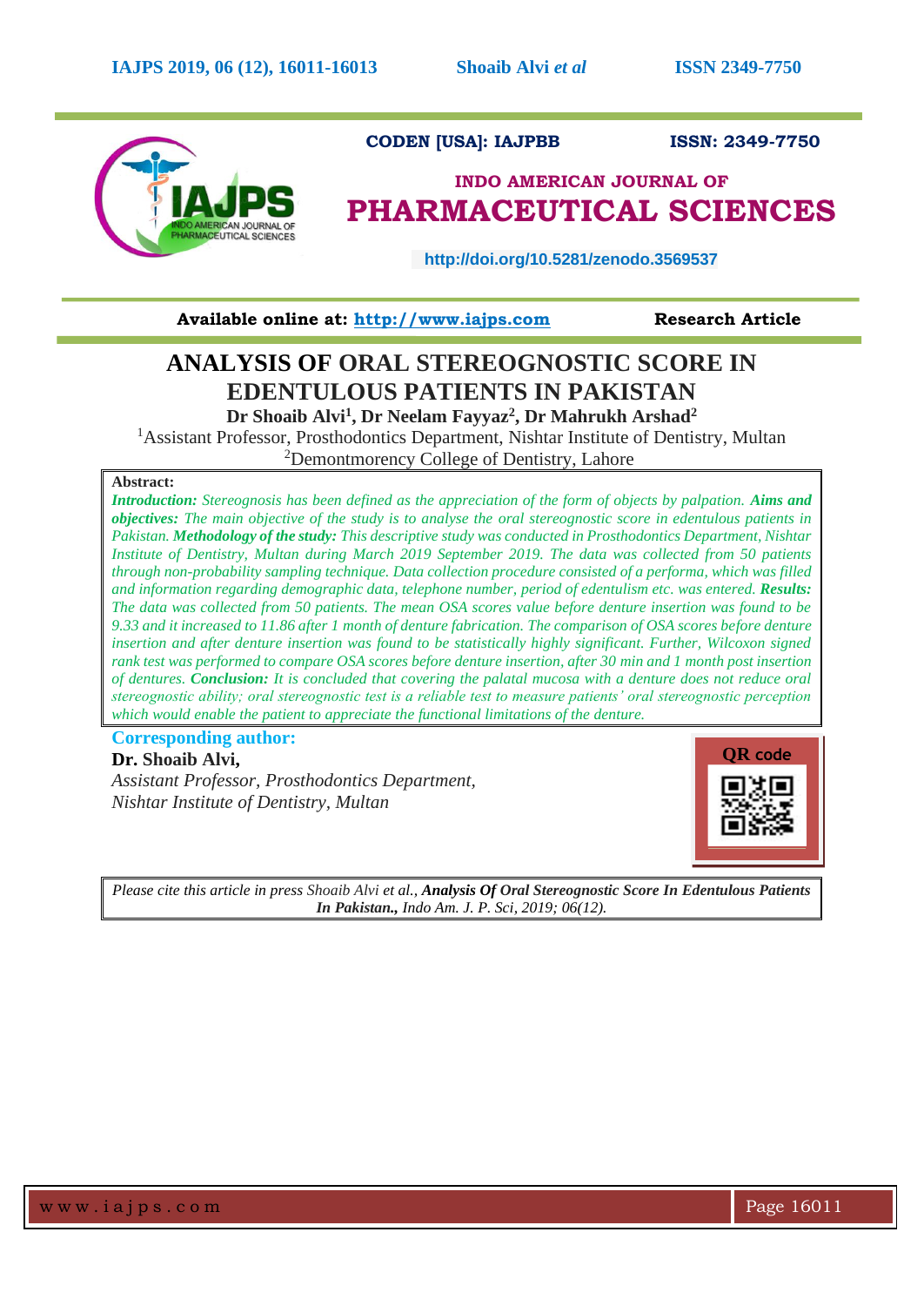CODEN [USA]: IAJPBB ISSN: 2349-7750

INDO AMERICAN JOURNAL OF
PHARMACEUTICAL SCIENCES

http://doi.org/10.5281/zenodo.3569537

Available online at: [http://www.iajps.com](http://www.iajps.com) **Research Article**

# ANALYSIS OF ORAL STEREOGNOSTIC SCORE IN EDENTULOUS PATIENTS IN PAKISTAN

**Dr Shoaib Alvi[1], Dr Neelam Fayyaz[2], Dr Mahrukh Arshad[2]**

[1]Assistant Professor, Prosthodontics Department, Nishtar Institute of Dentistry, Multan
[2]Demontmorency College of Dentistry, Lahore

**Abstract:**

***Introduction:*** *Stereognosis has been defined as the appreciation of the form of objects by palpation.* ***Aims and objectives:*** *The main objective of the study is to analyse the oral stereognostic score in edentulous patients in Pakistan.* ***Methodology of the study:*** *This descriptive study was conducted in Prosthodontics Department, Nishtar Institute of Dentistry, Multan during March 2019 September 2019. The data was collected from 50 patients through non-probability sampling technique. Data collection procedure consisted of a performa, which was filled and information regarding demographic data, telephone number, period of edentulism etc. was entered.* ***Results:*** *The data was collected from 50 patients. The mean OSA scores value before denture insertion was found to be 9.33 and it increased to 11.86 after 1 month of denture fabrication. The comparison of OSA scores before denture insertion and after denture insertion was found to be statistically highly significant. Further, Wilcoxon signed rank test was performed to compare OSA scores before denture insertion, after 30 min and 1 month post insertion of dentures.* ***Conclusion:*** *It is concluded that covering the palatal mucosa with a denture does not reduce oral stereognostic ability; oral stereognostic test is a reliable test to measure patients' oral stereognostic perception which would enable the patient to appreciate the functional limitations of the denture.*

**Corresponding author:**

**Dr. Shoaib Alvi,**
*Assistant Professor, Prosthodontics Department,*
*Nishtar Institute of Dentistry, Multan*

QR code

*Please cite this article in press Shoaib Alvi et al.,* ***Analysis Of Oral Stereognostic Score In Edentulous Patients In Pakistan.,*** *Indo Am. J. P. Sci, 2019; 06(12).*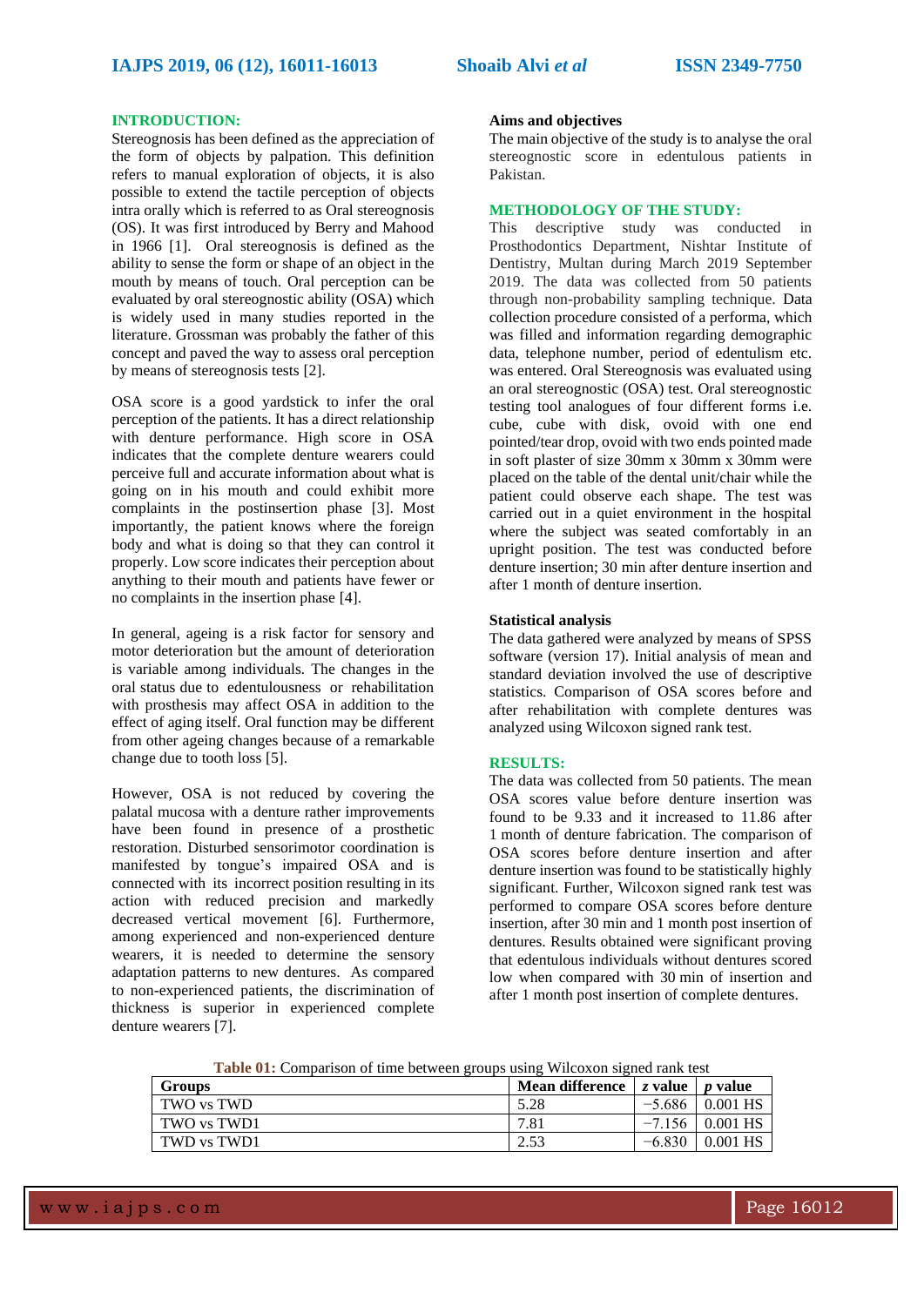## INTRODUCTION:

Stereognosis has been defined as the appreciation of the form of objects by palpation. This definition refers to manual exploration of objects, it is also possible to extend the tactile perception of objects intra orally which is referred to as Oral stereognosis (OS). It was first introduced by Berry and Mahood in 1966 [1]. Oral stereognosis is defined as the ability to sense the form or shape of an object in the mouth by means of touch. Oral perception can be evaluated by oral stereognostic ability (OSA) which is widely used in many studies reported in the literature. Grossman was probably the father of this concept and paved the way to assess oral perception by means of stereognosis tests [2].

OSA score is a good yardstick to infer the oral perception of the patients. It has a direct relationship with denture performance. High score in OSA indicates that the complete denture wearers could perceive full and accurate information about what is going on in his mouth and could exhibit more complaints in the postinsertion phase [3]. Most importantly, the patient knows where the foreign body and what is doing so that they can control it properly. Low score indicates their perception about anything to their mouth and patients have fewer or no complaints in the insertion phase [4].

In general, ageing is a risk factor for sensory and motor deterioration but the amount of deterioration is variable among individuals. The changes in the oral status due to edentulousness or rehabilitation with prosthesis may affect OSA in addition to the effect of aging itself. Oral function may be different from other ageing changes because of a remarkable change due to tooth loss [5].

However, OSA is not reduced by covering the palatal mucosa with a denture rather improvements have been found in presence of a prosthetic restoration. Disturbed sensorimotor coordination is manifested by tongue's impaired OSA and is connected with its incorrect position resulting in its action with reduced precision and markedly decreased vertical movement [6]. Furthermore, among experienced and non-experienced denture wearers, it is needed to determine the sensory adaptation patterns to new dentures. As compared to non-experienced patients, the discrimination of thickness is superior in experienced complete denture wearers [7].

### Aims and objectives

The main objective of the study is to analyse the oral stereognostic score in edentulous patients in Pakistan.

## METHODOLOGY OF THE STUDY:

This descriptive study was conducted in Prosthodontics Department, Nishtar Institute of Dentistry, Multan during March 2019 September 2019. The data was collected from 50 patients through non-probability sampling technique. Data collection procedure consisted of a performa, which was filled and information regarding demographic data, telephone number, period of edentulism etc. was entered. Oral Stereognosis was evaluated using an oral stereognostic (OSA) test. Oral stereognostic testing tool analogues of four different forms i.e. cube, cube with disk, ovoid with one end pointed/tear drop, ovoid with two ends pointed made in soft plaster of size 30mm x 30mm x 30mm were placed on the table of the dental unit/chair while the patient could observe each shape. The test was carried out in a quiet environment in the hospital where the subject was seated comfortably in an upright position. The test was conducted before denture insertion; 30 min after denture insertion and after 1 month of denture insertion.

### Statistical analysis

The data gathered were analyzed by means of SPSS software (version 17). Initial analysis of mean and standard deviation involved the use of descriptive statistics. Comparison of OSA scores before and after rehabilitation with complete dentures was analyzed using Wilcoxon signed rank test.

## RESULTS:

The data was collected from 50 patients. The mean OSA scores value before denture insertion was found to be 9.33 and it increased to 11.86 after 1 month of denture fabrication. The comparison of OSA scores before denture insertion and after denture insertion was found to be statistically highly significant. Further, Wilcoxon signed rank test was performed to compare OSA scores before denture insertion, after 30 min and 1 month post insertion of dentures. Results obtained were significant proving that edentulous individuals without dentures scored low when compared with 30 min of insertion and after 1 month post insertion of complete dentures.

**Table 01:** Comparison of time between groups using Wilcoxon signed rank test

| Groups | Mean difference | *z* value | *p* value |
|---|---|---|---|
| TWO vs TWD | 5.28 | −5.686 | 0.001 HS |
| TWO vs TWD1 | 7.81 | −7.156 | 0.001 HS |
| TWD vs TWD1 | 2.53 | −6.830 | 0.001 HS |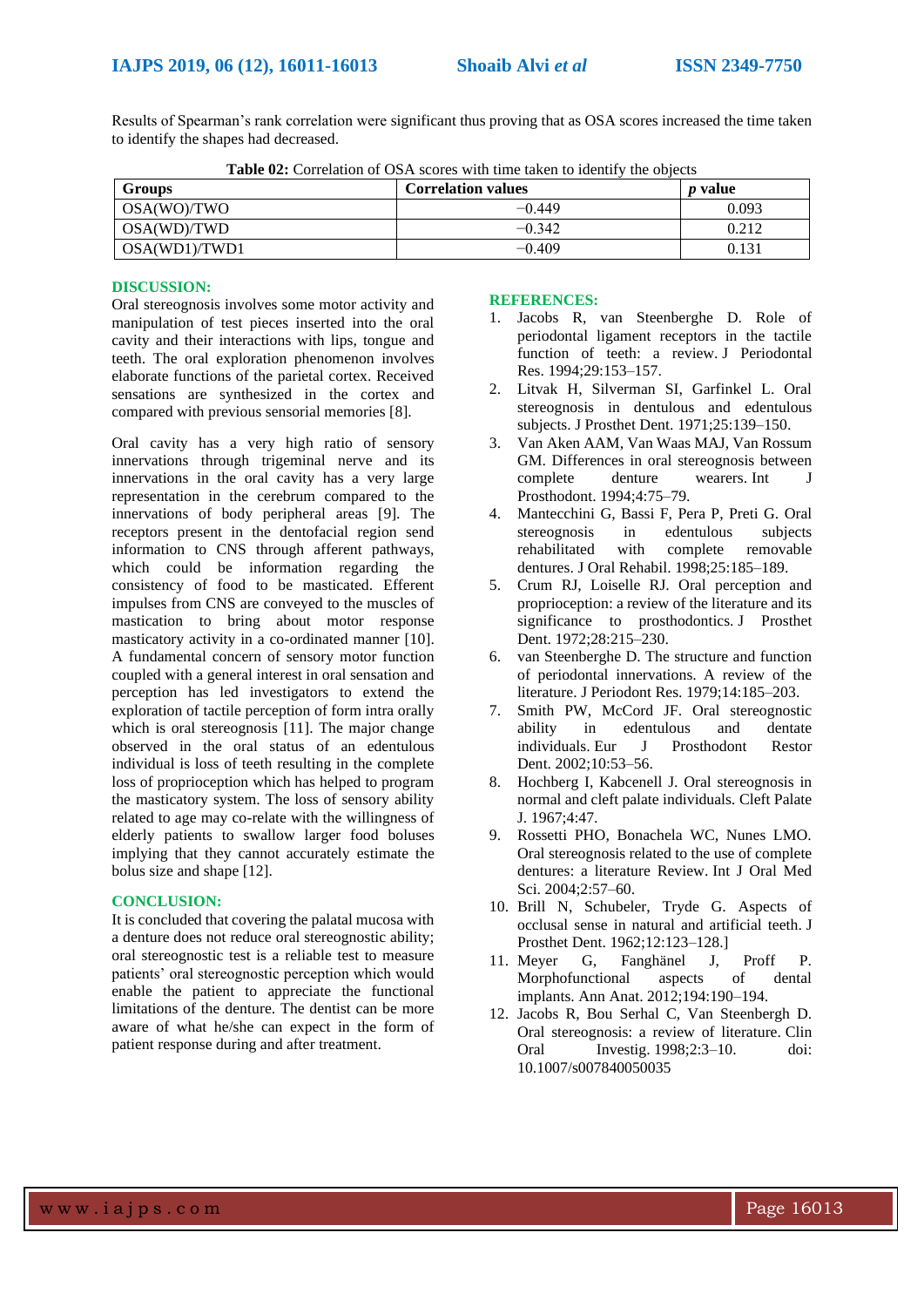Results of Spearman's rank correlation were significant thus proving that as OSA scores increased the time taken to identify the shapes had decreased.

**Table 02:** Correlation of OSA scores with time taken to identify the objects

| Groups | Correlation values | *p* value |
|---|---|---|
| OSA(WO)/TWO | −0.449 | 0.093 |
| OSA(WD)/TWD | −0.342 | 0.212 |
| OSA(WD1)/TWD1 | −0.409 | 0.131 |

## DISCUSSION:

Oral stereognosis involves some motor activity and manipulation of test pieces inserted into the oral cavity and their interactions with lips, tongue and teeth. The oral exploration phenomenon involves elaborate functions of the parietal cortex. Received sensations are synthesized in the cortex and compared with previous sensorial memories [8].

Oral cavity has a very high ratio of sensory innervations through trigeminal nerve and its innervations in the oral cavity has a very large representation in the cerebrum compared to the innervations of body peripheral areas [9]. The receptors present in the dentofacial region send information to CNS through afferent pathways, which could be information regarding the consistency of food to be masticated. Efferent impulses from CNS are conveyed to the muscles of mastication to bring about motor response masticatory activity in a co-ordinated manner [10]. A fundamental concern of sensory motor function coupled with a general interest in oral sensation and perception has led investigators to extend the exploration of tactile perception of form intra orally which is oral stereognosis [11]. The major change observed in the oral status of an edentulous individual is loss of teeth resulting in the complete loss of proprioception which has helped to program the masticatory system. The loss of sensory ability related to age may co-relate with the willingness of elderly patients to swallow larger food boluses implying that they cannot accurately estimate the bolus size and shape [12].

## CONCLUSION:

It is concluded that covering the palatal mucosa with a denture does not reduce oral stereognostic ability; oral stereognostic test is a reliable test to measure patients' oral stereognostic perception which would enable the patient to appreciate the functional limitations of the denture. The dentist can be more aware of what he/she can expect in the form of patient response during and after treatment.

## REFERENCES:

1. Jacobs R, van Steenberghe D. Role of periodontal ligament receptors in the tactile function of teeth: a review. J Periodontal Res. 1994;29:153–157.
2. Litvak H, Silverman SI, Garfinkel L. Oral stereognosis in dentulous and edentulous subjects. J Prosthet Dent. 1971;25:139–150.
3. Van Aken AAM, Van Waas MAJ, Van Rossum GM. Differences in oral stereognosis between complete denture wearers. Int J Prosthodont. 1994;4:75–79.
4. Mantecchini G, Bassi F, Pera P, Preti G. Oral stereognosis in edentulous subjects rehabilitated with complete removable dentures. J Oral Rehabil. 1998;25:185–189.
5. Crum RJ, Loiselle RJ. Oral perception and proprioception: a review of the literature and its significance to prosthodontics. J Prosthet Dent. 1972;28:215–230.
6. van Steenberghe D. The structure and function of periodontal innervations. A review of the literature. J Periodont Res. 1979;14:185–203.
7. Smith PW, McCord JF. Oral stereognostic ability in edentulous and dentate individuals. Eur J Prosthodont Restor Dent. 2002;10:53–56.
8. Hochberg I, Kabcenell J. Oral stereognosis in normal and cleft palate individuals. Cleft Palate J. 1967;4:47.
9. Rossetti PHO, Bonachela WC, Nunes LMO. Oral stereognosis related to the use of complete dentures: a literature Review. Int J Oral Med Sci. 2004;2:57–60.
10. Brill N, Schubeler, Tryde G. Aspects of occlusal sense in natural and artificial teeth. J Prosthet Dent. 1962;12:123–128.]
11. Meyer G, Fanghänel J, Proff P. Morphofunctional aspects of dental implants. Ann Anat. 2012;194:190–194.
12. Jacobs R, Bou Serhal C, Van Steenbergh D. Oral stereognosis: a review of literature. Clin Oral Investig. 1998;2:3–10. doi: 10.1007/s007840050035